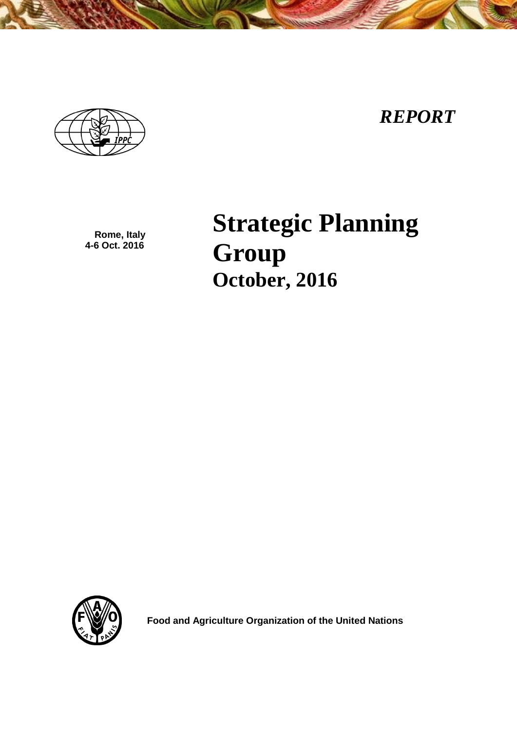*REPORT*

Rome, Italy
4-6 Oct. 2016

# Strategic Planning Group
## October, 2016

Food and Agriculture Organization of the United Nations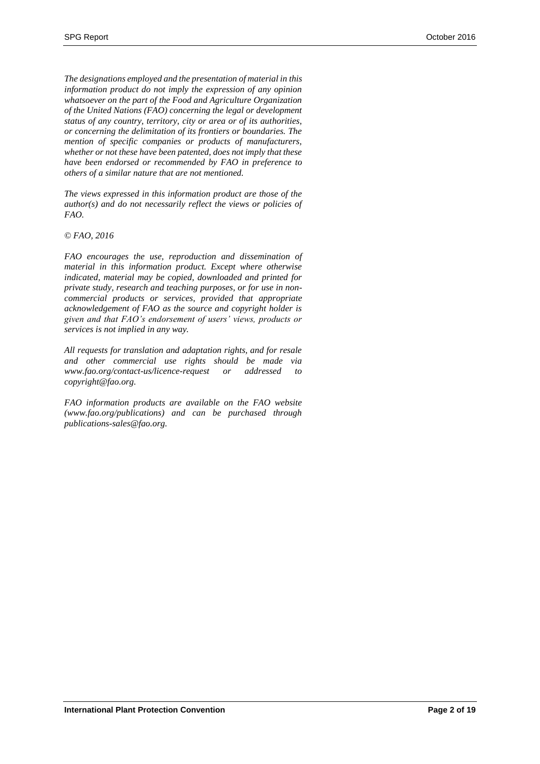*The designations employed and the presentation of material in this information product do not imply the expression of any opinion whatsoever on the part of the Food and Agriculture Organization of the United Nations (FAO) concerning the legal or development status of any country, territory, city or area or of its authorities, or concerning the delimitation of its frontiers or boundaries. The mention of specific companies or products of manufacturers, whether or not these have been patented, does not imply that these have been endorsed or recommended by FAO in preference to others of a similar nature that are not mentioned.*

*The views expressed in this information product are those of the author(s) and do not necessarily reflect the views or policies of FAO.*

*© FAO, 2016*

*FAO encourages the use, reproduction and dissemination of material in this information product. Except where otherwise indicated, material may be copied, downloaded and printed for private study, research and teaching purposes, or for use in non-commercial products or services, provided that appropriate acknowledgement of FAO as the source and copyright holder is given and that FAO's endorsement of users' views, products or services is not implied in any way.*

*All requests for translation and adaptation rights, and for resale and other commercial use rights should be made via www.fao.org/contact-us/licence-request or addressed to copyright@fao.org.*

*FAO information products are available on the FAO website (www.fao.org/publications) and can be purchased through publications-sales@fao.org.*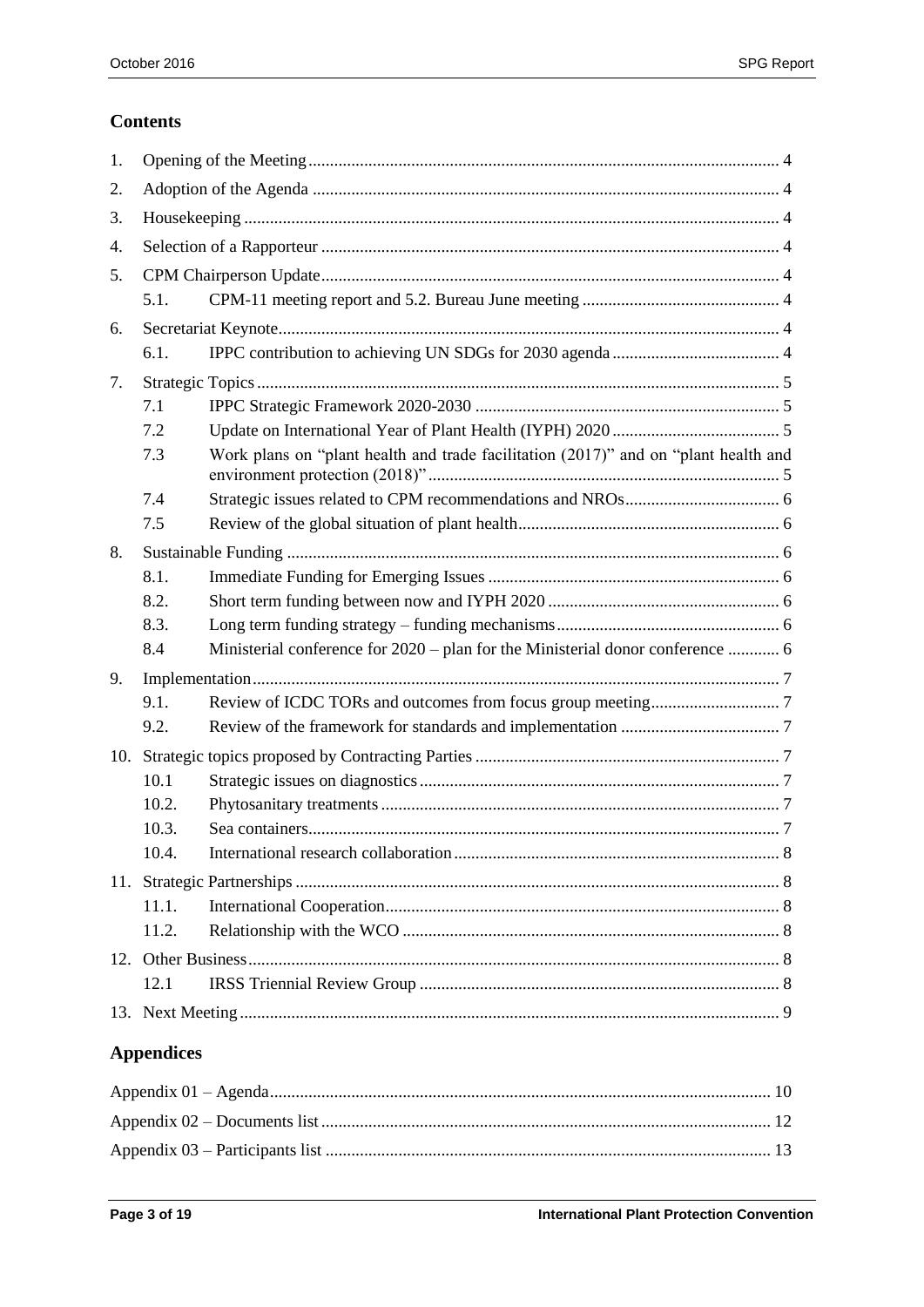## Contents

1. Opening of the Meeting ........ 4
2. Adoption of the Agenda ........ 4
3. Housekeeping ........ 4
4. Selection of a Rapporteur ........ 4
5. CPM Chairperson Update ........ 4
   - 5.1. CPM-11 meeting report and 5.2. Bureau June meeting ........ 4
6. Secretariat Keynote ........ 4
   - 6.1. IPPC contribution to achieving UN SDGs for 2030 agenda ........ 4
7. Strategic Topics ........ 5
   - 7.1 IPPC Strategic Framework 2020-2030 ........ 5
   - 7.2 Update on International Year of Plant Health (IYPH) 2020 ........ 5
   - 7.3 Work plans on "plant health and trade facilitation (2017)" and on "plant health and environment protection (2018)" ........ 5
   - 7.4 Strategic issues related to CPM recommendations and NROs ........ 6
   - 7.5 Review of the global situation of plant health ........ 6
8. Sustainable Funding ........ 6
   - 8.1. Immediate Funding for Emerging Issues ........ 6
   - 8.2. Short term funding between now and IYPH 2020 ........ 6
   - 8.3. Long term funding strategy – funding mechanisms ........ 6
   - 8.4 Ministerial conference for 2020 – plan for the Ministerial donor conference ........ 6
9. Implementation ........ 7
   - 9.1. Review of ICDC TORs and outcomes from focus group meeting ........ 7
   - 9.2. Review of the framework for standards and implementation ........ 7
10. Strategic topics proposed by Contracting Parties ........ 7
    - 10.1 Strategic issues on diagnostics ........ 7
    - 10.2. Phytosanitary treatments ........ 7
    - 10.3. Sea containers ........ 7
    - 10.4. International research collaboration ........ 8
11. Strategic Partnerships ........ 8
    - 11.1. International Cooperation ........ 8
    - 11.2. Relationship with the WCO ........ 8
12. Other Business ........ 8
    - 12.1 IRSS Triennial Review Group ........ 8
13. Next Meeting ........ 9

## Appendices

Appendix 01 – Agenda ........ 10

Appendix 02 – Documents list ........ 12

Appendix 03 – Participants list ........ 13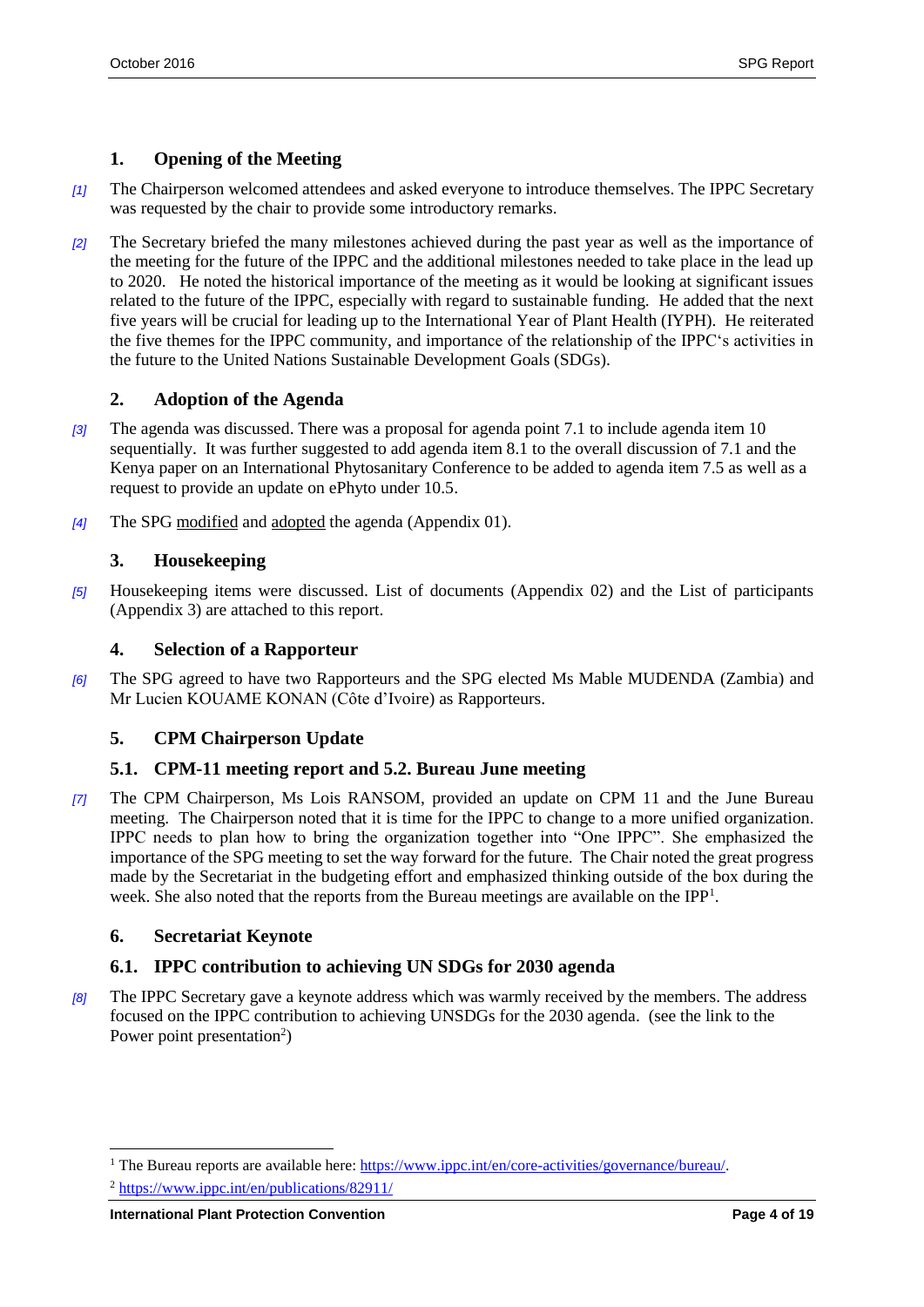## 1. Opening of the Meeting

*[1]* The Chairperson welcomed attendees and asked everyone to introduce themselves. The IPPC Secretary was requested by the chair to provide some introductory remarks.

*[2]* The Secretary briefed the many milestones achieved during the past year as well as the importance of the meeting for the future of the IPPC and the additional milestones needed to take place in the lead up to 2020. He noted the historical importance of the meeting as it would be looking at significant issues related to the future of the IPPC, especially with regard to sustainable funding. He added that the next five years will be crucial for leading up to the International Year of Plant Health (IYPH). He reiterated the five themes for the IPPC community, and importance of the relationship of the IPPC's activities in the future to the United Nations Sustainable Development Goals (SDGs).

## 2. Adoption of the Agenda

*[3]* The agenda was discussed. There was a proposal for agenda point 7.1 to include agenda item 10 sequentially. It was further suggested to add agenda item 8.1 to the overall discussion of 7.1 and the Kenya paper on an International Phytosanitary Conference to be added to agenda item 7.5 as well as a request to provide an update on ePhyto under 10.5.

*[4]* The SPG modified and adopted the agenda (Appendix 01).

## 3. Housekeeping

*[5]* Housekeeping items were discussed. List of documents (Appendix 02) and the List of participants (Appendix 3) are attached to this report.

## 4. Selection of a Rapporteur

*[6]* The SPG agreed to have two Rapporteurs and the SPG elected Ms Mable MUDENDA (Zambia) and Mr Lucien KOUAME KONAN (Côte d'Ivoire) as Rapporteurs.

## 5. CPM Chairperson Update

### 5.1. CPM-11 meeting report and 5.2. Bureau June meeting

*[7]* The CPM Chairperson, Ms Lois RANSOM, provided an update on CPM 11 and the June Bureau meeting. The Chairperson noted that it is time for the IPPC to change to a more unified organization. IPPC needs to plan how to bring the organization together into "One IPPC". She emphasized the importance of the SPG meeting to set the way forward for the future. The Chair noted the great progress made by the Secretariat in the budgeting effort and emphasized thinking outside of the box during the week. She also noted that the reports from the Bureau meetings are available on the IPP[1].

## 6. Secretariat Keynote

### 6.1. IPPC contribution to achieving UN SDGs for 2030 agenda

*[8]* The IPPC Secretary gave a keynote address which was warmly received by the members. The address focused on the IPPC contribution to achieving UNSDGs for the 2030 agenda. (see the link to the Power point presentation[2])

---

[1] The Bureau reports are available here: https://www.ippc.int/en/core-activities/governance/bureau/.

[2] https://www.ippc.int/en/publications/82911/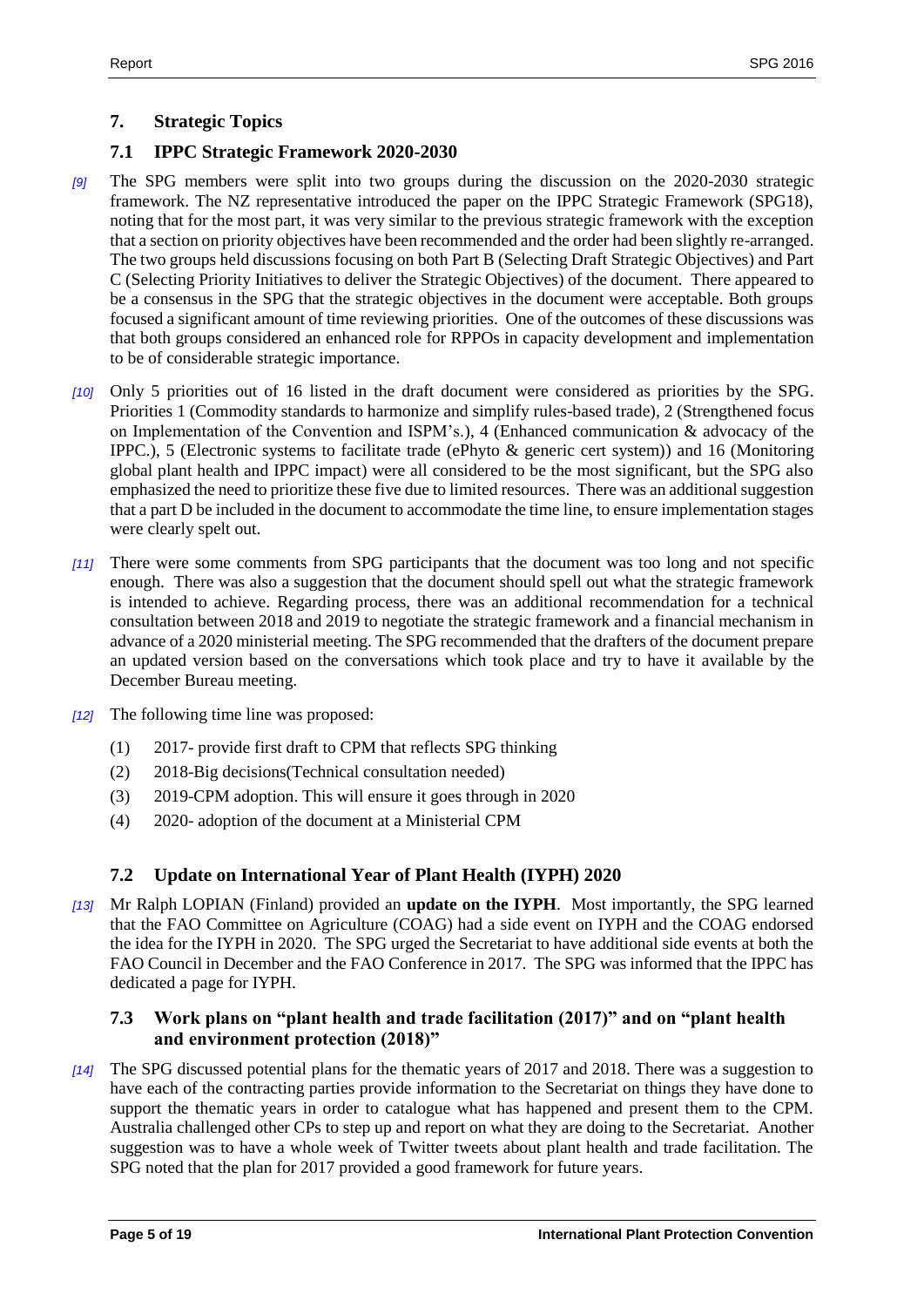## 7. Strategic Topics

### 7.1 IPPC Strategic Framework 2020-2030

*[9]* The SPG members were split into two groups during the discussion on the 2020-2030 strategic framework. The NZ representative introduced the paper on the IPPC Strategic Framework (SPG18), noting that for the most part, it was very similar to the previous strategic framework with the exception that a section on priority objectives have been recommended and the order had been slightly re-arranged. The two groups held discussions focusing on both Part B (Selecting Draft Strategic Objectives) and Part C (Selecting Priority Initiatives to deliver the Strategic Objectives) of the document. There appeared to be a consensus in the SPG that the strategic objectives in the document were acceptable. Both groups focused a significant amount of time reviewing priorities. One of the outcomes of these discussions was that both groups considered an enhanced role for RPPOs in capacity development and implementation to be of considerable strategic importance.

*[10]* Only 5 priorities out of 16 listed in the draft document were considered as priorities by the SPG. Priorities 1 (Commodity standards to harmonize and simplify rules-based trade), 2 (Strengthened focus on Implementation of the Convention and ISPM's.), 4 (Enhanced communication & advocacy of the IPPC.), 5 (Electronic systems to facilitate trade (ePhyto & generic cert system)) and 16 (Monitoring global plant health and IPPC impact) were all considered to be the most significant, but the SPG also emphasized the need to prioritize these five due to limited resources. There was an additional suggestion that a part D be included in the document to accommodate the time line, to ensure implementation stages were clearly spelt out.

*[11]* There were some comments from SPG participants that the document was too long and not specific enough. There was also a suggestion that the document should spell out what the strategic framework is intended to achieve. Regarding process, there was an additional recommendation for a technical consultation between 2018 and 2019 to negotiate the strategic framework and a financial mechanism in advance of a 2020 ministerial meeting. The SPG recommended that the drafters of the document prepare an updated version based on the conversations which took place and try to have it available by the December Bureau meeting.

*[12]* The following time line was proposed:

(1) 2017- provide first draft to CPM that reflects SPG thinking

(2) 2018-Big decisions(Technical consultation needed)

(3) 2019-CPM adoption. This will ensure it goes through in 2020

(4) 2020- adoption of the document at a Ministerial CPM

### 7.2 Update on International Year of Plant Health (IYPH) 2020

*[13]* Mr Ralph LOPIAN (Finland) provided an **update on the IYPH**. Most importantly, the SPG learned that the FAO Committee on Agriculture (COAG) had a side event on IYPH and the COAG endorsed the idea for the IYPH in 2020. The SPG urged the Secretariat to have additional side events at both the FAO Council in December and the FAO Conference in 2017. The SPG was informed that the IPPC has dedicated a page for IYPH.

### 7.3 Work plans on "plant health and trade facilitation (2017)" and on "plant health and environment protection (2018)"

*[14]* The SPG discussed potential plans for the thematic years of 2017 and 2018. There was a suggestion to have each of the contracting parties provide information to the Secretariat on things they have done to support the thematic years in order to catalogue what has happened and present them to the CPM. Australia challenged other CPs to step up and report on what they are doing to the Secretariat. Another suggestion was to have a whole week of Twitter tweets about plant health and trade facilitation. The SPG noted that the plan for 2017 provided a good framework for future years.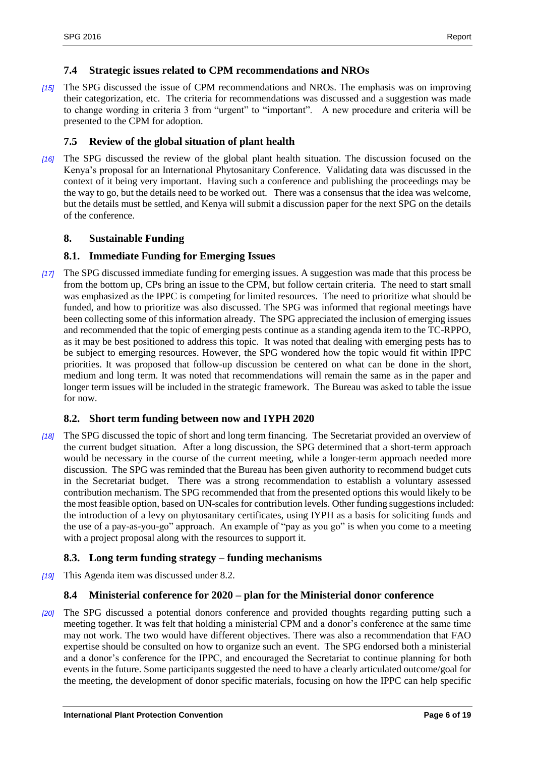### 7.4 Strategic issues related to CPM recommendations and NROs

*[15]* The SPG discussed the issue of CPM recommendations and NROs. The emphasis was on improving their categorization, etc. The criteria for recommendations was discussed and a suggestion was made to change wording in criteria 3 from "urgent" to "important". A new procedure and criteria will be presented to the CPM for adoption.

### 7.5 Review of the global situation of plant health

*[16]* The SPG discussed the review of the global plant health situation. The discussion focused on the Kenya's proposal for an International Phytosanitary Conference. Validating data was discussed in the context of it being very important. Having such a conference and publishing the proceedings may be the way to go, but the details need to be worked out. There was a consensus that the idea was welcome, but the details must be settled, and Kenya will submit a discussion paper for the next SPG on the details of the conference.

## 8. Sustainable Funding

### 8.1. Immediate Funding for Emerging Issues

*[17]* The SPG discussed immediate funding for emerging issues. A suggestion was made that this process be from the bottom up, CPs bring an issue to the CPM, but follow certain criteria. The need to start small was emphasized as the IPPC is competing for limited resources. The need to prioritize what should be funded, and how to prioritize was also discussed. The SPG was informed that regional meetings have been collecting some of this information already. The SPG appreciated the inclusion of emerging issues and recommended that the topic of emerging pests continue as a standing agenda item to the TC-RPPO, as it may be best positioned to address this topic. It was noted that dealing with emerging pests has to be subject to emerging resources. However, the SPG wondered how the topic would fit within IPPC priorities. It was proposed that follow-up discussion be centered on what can be done in the short, medium and long term. It was noted that recommendations will remain the same as in the paper and longer term issues will be included in the strategic framework. The Bureau was asked to table the issue for now.

### 8.2. Short term funding between now and IYPH 2020

*[18]* The SPG discussed the topic of short and long term financing. The Secretariat provided an overview of the current budget situation. After a long discussion, the SPG determined that a short-term approach would be necessary in the course of the current meeting, while a longer-term approach needed more discussion. The SPG was reminded that the Bureau has been given authority to recommend budget cuts in the Secretariat budget. There was a strong recommendation to establish a voluntary assessed contribution mechanism. The SPG recommended that from the presented options this would likely to be the most feasible option, based on UN-scales for contribution levels. Other funding suggestions included: the introduction of a levy on phytosanitary certificates, using IYPH as a basis for soliciting funds and the use of a pay-as-you-go" approach. An example of "pay as you go" is when you come to a meeting with a project proposal along with the resources to support it.

### 8.3. Long term funding strategy – funding mechanisms

*[19]* This Agenda item was discussed under 8.2.

### 8.4 Ministerial conference for 2020 – plan for the Ministerial donor conference

*[20]* The SPG discussed a potential donors conference and provided thoughts regarding putting such a meeting together. It was felt that holding a ministerial CPM and a donor's conference at the same time may not work. The two would have different objectives. There was also a recommendation that FAO expertise should be consulted on how to organize such an event. The SPG endorsed both a ministerial and a donor's conference for the IPPC, and encouraged the Secretariat to continue planning for both events in the future. Some participants suggested the need to have a clearly articulated outcome/goal for the meeting, the development of donor specific materials, focusing on how the IPPC can help specific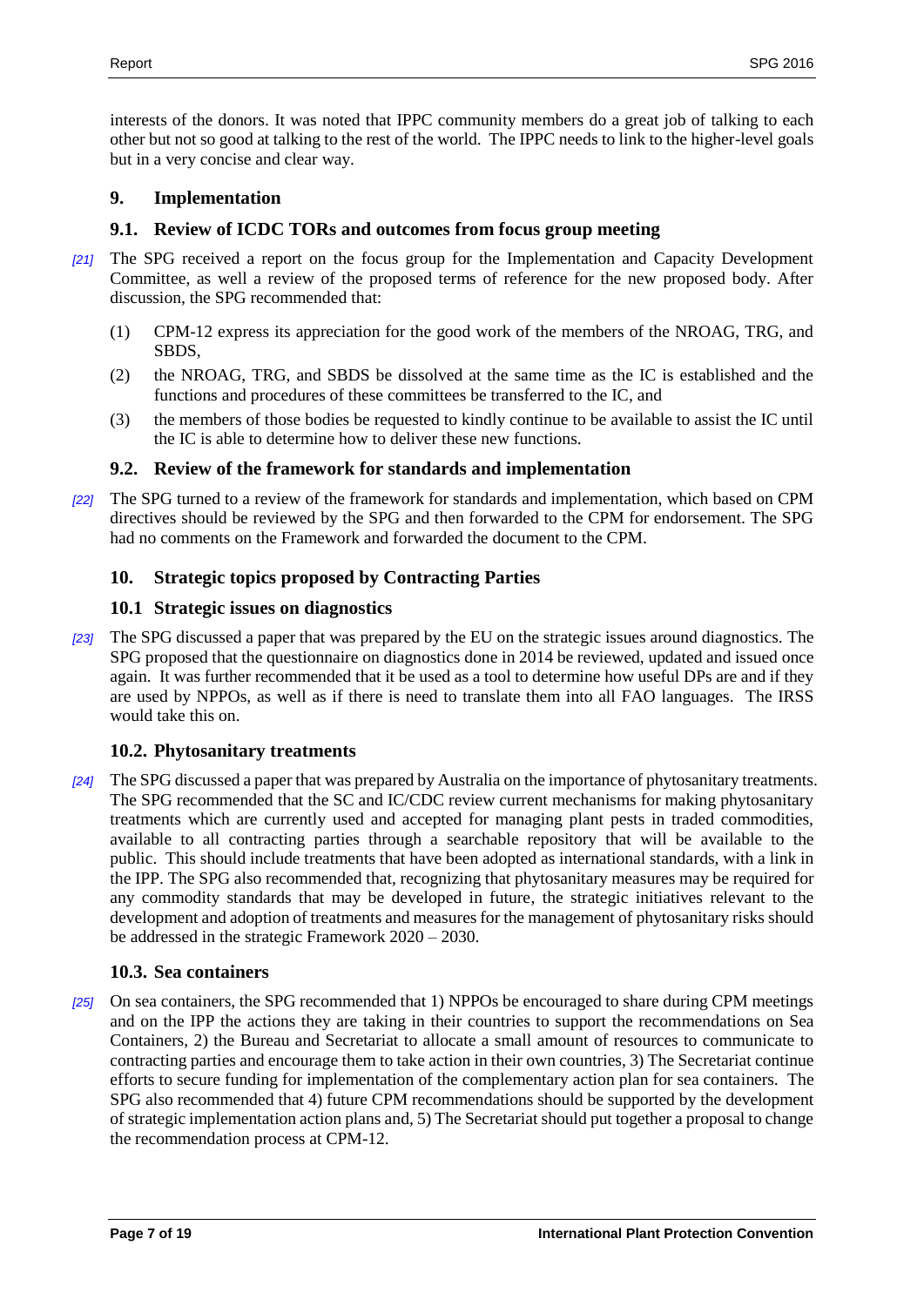interests of the donors. It was noted that IPPC community members do a great job of talking to each other but not so good at talking to the rest of the world. The IPPC needs to link to the higher-level goals but in a very concise and clear way.

## 9. Implementation

### 9.1. Review of ICDC TORs and outcomes from focus group meeting

[21] The SPG received a report on the focus group for the Implementation and Capacity Development Committee, as well a review of the proposed terms of reference for the new proposed body. After discussion, the SPG recommended that:

(1) CPM-12 express its appreciation for the good work of the members of the NROAG, TRG, and SBDS,

(2) the NROAG, TRG, and SBDS be dissolved at the same time as the IC is established and the functions and procedures of these committees be transferred to the IC, and

(3) the members of those bodies be requested to kindly continue to be available to assist the IC until the IC is able to determine how to deliver these new functions.

### 9.2. Review of the framework for standards and implementation

[22] The SPG turned to a review of the framework for standards and implementation, which based on CPM directives should be reviewed by the SPG and then forwarded to the CPM for endorsement. The SPG had no comments on the Framework and forwarded the document to the CPM.

## 10. Strategic topics proposed by Contracting Parties

### 10.1 Strategic issues on diagnostics

[23] The SPG discussed a paper that was prepared by the EU on the strategic issues around diagnostics. The SPG proposed that the questionnaire on diagnostics done in 2014 be reviewed, updated and issued once again. It was further recommended that it be used as a tool to determine how useful DPs are and if they are used by NPPOs, as well as if there is need to translate them into all FAO languages. The IRSS would take this on.

### 10.2. Phytosanitary treatments

[24] The SPG discussed a paper that was prepared by Australia on the importance of phytosanitary treatments. The SPG recommended that the SC and IC/CDC review current mechanisms for making phytosanitary treatments which are currently used and accepted for managing plant pests in traded commodities, available to all contracting parties through a searchable repository that will be available to the public. This should include treatments that have been adopted as international standards, with a link in the IPP. The SPG also recommended that, recognizing that phytosanitary measures may be required for any commodity standards that may be developed in future, the strategic initiatives relevant to the development and adoption of treatments and measures for the management of phytosanitary risks should be addressed in the strategic Framework 2020 – 2030.

### 10.3. Sea containers

[25] On sea containers, the SPG recommended that 1) NPPOs be encouraged to share during CPM meetings and on the IPP the actions they are taking in their countries to support the recommendations on Sea Containers, 2) the Bureau and Secretariat to allocate a small amount of resources to communicate to contracting parties and encourage them to take action in their own countries, 3) The Secretariat continue efforts to secure funding for implementation of the complementary action plan for sea containers. The SPG also recommended that 4) future CPM recommendations should be supported by the development of strategic implementation action plans and, 5) The Secretariat should put together a proposal to change the recommendation process at CPM-12.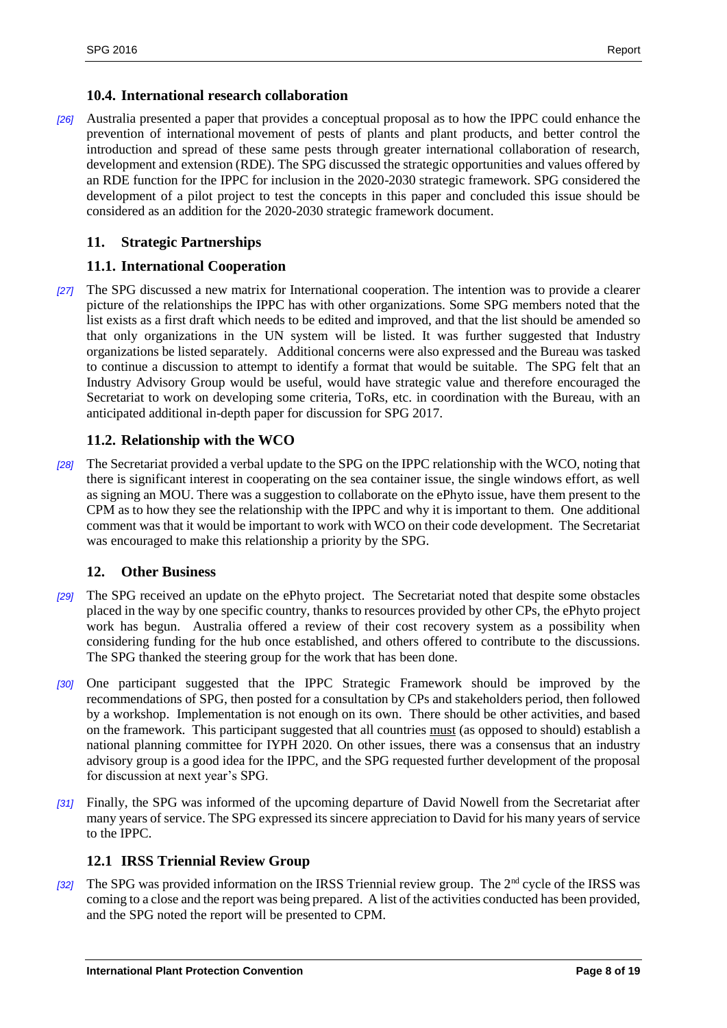### 10.4. International research collaboration

[26] Australia presented a paper that provides a conceptual proposal as to how the IPPC could enhance the prevention of international movement of pests of plants and plant products, and better control the introduction and spread of these same pests through greater international collaboration of research, development and extension (RDE). The SPG discussed the strategic opportunities and values offered by an RDE function for the IPPC for inclusion in the 2020-2030 strategic framework. SPG considered the development of a pilot project to test the concepts in this paper and concluded this issue should be considered as an addition for the 2020-2030 strategic framework document.

## 11. Strategic Partnerships

### 11.1. International Cooperation

[27] The SPG discussed a new matrix for International cooperation. The intention was to provide a clearer picture of the relationships the IPPC has with other organizations. Some SPG members noted that the list exists as a first draft which needs to be edited and improved, and that the list should be amended so that only organizations in the UN system will be listed. It was further suggested that Industry organizations be listed separately. Additional concerns were also expressed and the Bureau was tasked to continue a discussion to attempt to identify a format that would be suitable. The SPG felt that an Industry Advisory Group would be useful, would have strategic value and therefore encouraged the Secretariat to work on developing some criteria, ToRs, etc. in coordination with the Bureau, with an anticipated additional in-depth paper for discussion for SPG 2017.

### 11.2. Relationship with the WCO

[28] The Secretariat provided a verbal update to the SPG on the IPPC relationship with the WCO, noting that there is significant interest in cooperating on the sea container issue, the single windows effort, as well as signing an MOU. There was a suggestion to collaborate on the ePhyto issue, have them present to the CPM as to how they see the relationship with the IPPC and why it is important to them. One additional comment was that it would be important to work with WCO on their code development. The Secretariat was encouraged to make this relationship a priority by the SPG.

## 12. Other Business

[29] The SPG received an update on the ePhyto project. The Secretariat noted that despite some obstacles placed in the way by one specific country, thanks to resources provided by other CPs, the ePhyto project work has begun. Australia offered a review of their cost recovery system as a possibility when considering funding for the hub once established, and others offered to contribute to the discussions. The SPG thanked the steering group for the work that has been done.

[30] One participant suggested that the IPPC Strategic Framework should be improved by the recommendations of SPG, then posted for a consultation by CPs and stakeholders period, then followed by a workshop. Implementation is not enough on its own. There should be other activities, and based on the framework. This participant suggested that all countries <u>must</u> (as opposed to should) establish a national planning committee for IYPH 2020. On other issues, there was a consensus that an industry advisory group is a good idea for the IPPC, and the SPG requested further development of the proposal for discussion at next year's SPG.

[31] Finally, the SPG was informed of the upcoming departure of David Nowell from the Secretariat after many years of service. The SPG expressed its sincere appreciation to David for his many years of service to the IPPC.

### 12.1 IRSS Triennial Review Group

[32] The SPG was provided information on the IRSS Triennial review group. The 2nd cycle of the IRSS was coming to a close and the report was being prepared. A list of the activities conducted has been provided, and the SPG noted the report will be presented to CPM.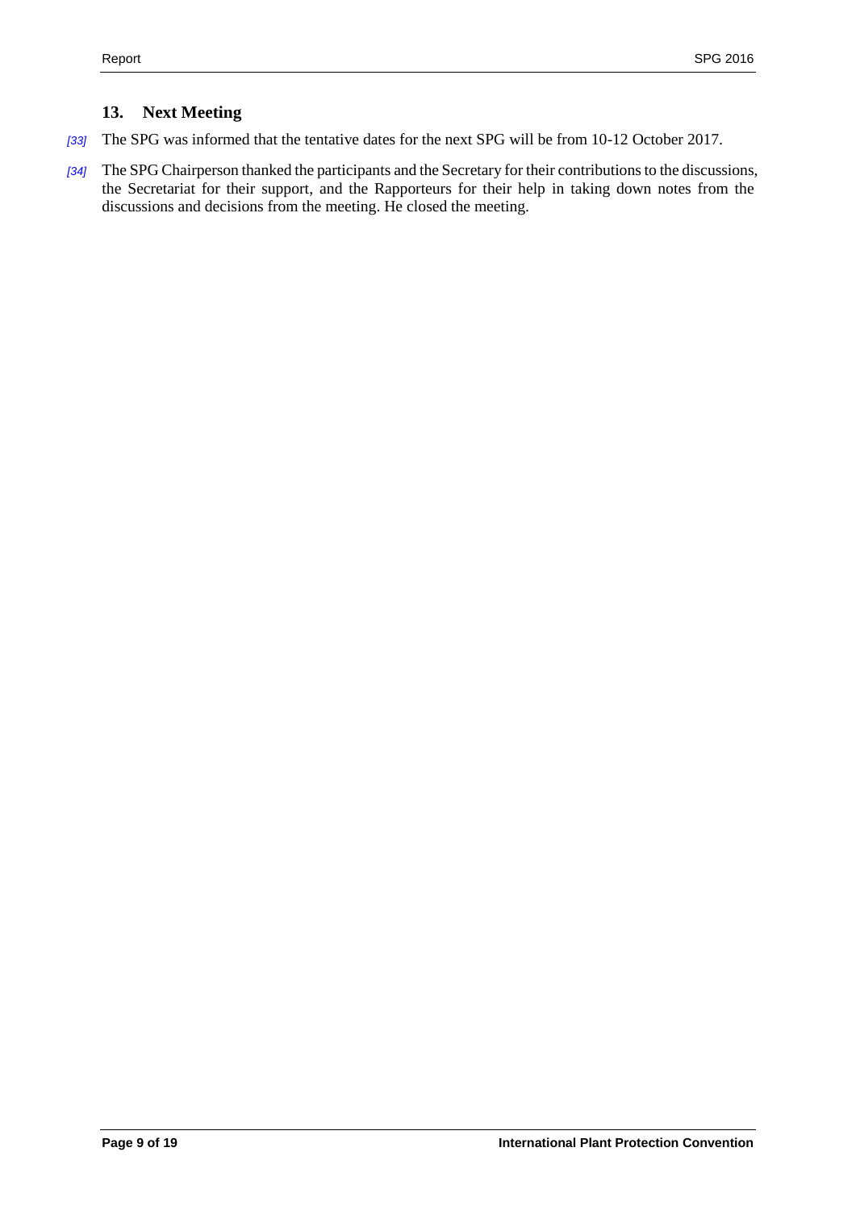## 13. Next Meeting

[33] The SPG was informed that the tentative dates for the next SPG will be from 10-12 October 2017.

[34] The SPG Chairperson thanked the participants and the Secretary for their contributions to the discussions, the Secretariat for their support, and the Rapporteurs for their help in taking down notes from the discussions and decisions from the meeting. He closed the meeting.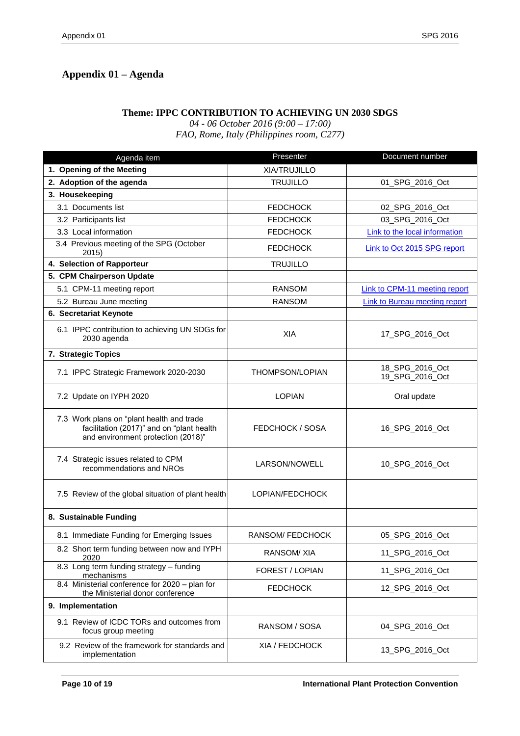# Appendix 01 – Agenda

**Theme: IPPC CONTRIBUTION TO ACHIEVING UN 2030 SDGS**

*04 - 06 October 2016 (9:00 – 17:00)*

*FAO, Rome, Italy (Philippines room, C277)*

| Agenda item | Presenter | Document number |
|---|---|---|
| **1. Opening of the Meeting** | XIA/TRUJILLO | |
| **2. Adoption of the agenda** | TRUJILLO | 01_SPG_2016_Oct |
| **3. Housekeeping** | | |
| 3.1 Documents list | FEDCHOCK | 02_SPG_2016_Oct |
| 3.2 Participants list | FEDCHOCK | 03_SPG_2016_Oct |
| 3.3 Local information | FEDCHOCK | Link to the local information |
| 3.4 Previous meeting of the SPG (October 2015) | FEDCHOCK | Link to Oct 2015 SPG report |
| **4. Selection of Rapporteur** | TRUJILLO | |
| **5. CPM Chairperson Update** | | |
| 5.1 CPM-11 meeting report | RANSOM | Link to CPM-11 meeting report |
| 5.2 Bureau June meeting | RANSOM | Link to Bureau meeting report |
| **6. Secretariat Keynote** | | |
| 6.1 IPPC contribution to achieving UN SDGs for 2030 agenda | XIA | 17_SPG_2016_Oct |
| **7. Strategic Topics** | | |
| 7.1 IPPC Strategic Framework 2020-2030 | THOMPSON/LOPIAN | 18_SPG_2016_Oct 19_SPG_2016_Oct |
| 7.2 Update on IYPH 2020 | LOPIAN | Oral update |
| 7.3 Work plans on "plant health and trade facilitation (2017)" and on "plant health and environment protection (2018)" | FEDCHOCK / SOSA | 16_SPG_2016_Oct |
| 7.4 Strategic issues related to CPM recommendations and NROs | LARSON/NOWELL | 10_SPG_2016_Oct |
| 7.5 Review of the global situation of plant health | LOPIAN/FEDCHOCK | |
| **8. Sustainable Funding** | | |
| 8.1 Immediate Funding for Emerging Issues | RANSOM/ FEDCHOCK | 05_SPG_2016_Oct |
| 8.2 Short term funding between now and IYPH 2020 | RANSOM/ XIA | 11_SPG_2016_Oct |
| 8.3 Long term funding strategy – funding mechanisms | FOREST / LOPIAN | 11_SPG_2016_Oct |
| 8.4 Ministerial conference for 2020 – plan for the Ministerial donor conference | FEDCHOCK | 12_SPG_2016_Oct |
| **9. Implementation** | | |
| 9.1 Review of ICDC TORs and outcomes from focus group meeting | RANSOM / SOSA | 04_SPG_2016_Oct |
| 9.2 Review of the framework for standards and implementation | XIA / FEDCHOCK | 13_SPG_2016_Oct |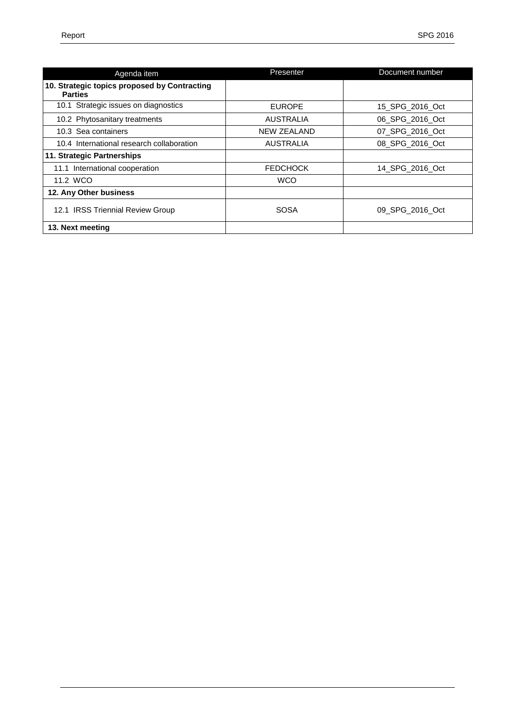| Agenda item | Presenter | Document number |
| --- | --- | --- |
| **10. Strategic topics proposed by Contracting Parties** | | |
| 10.1 Strategic issues on diagnostics | EUROPE | 15_SPG_2016_Oct |
| 10.2 Phytosanitary treatments | AUSTRALIA | 06_SPG_2016_Oct |
| 10.3 Sea containers | NEW ZEALAND | 07_SPG_2016_Oct |
| 10.4 International research collaboration | AUSTRALIA | 08_SPG_2016_Oct |
| **11. Strategic Partnerships** | | |
| 11.1 International cooperation | FEDCHOCK | 14_SPG_2016_Oct |
| 11.2 WCO | WCO | |
| **12. Any Other business** | | |
| 12.1 IRSS Triennial Review Group | SOSA | 09_SPG_2016_Oct |
| **13. Next meeting** | | |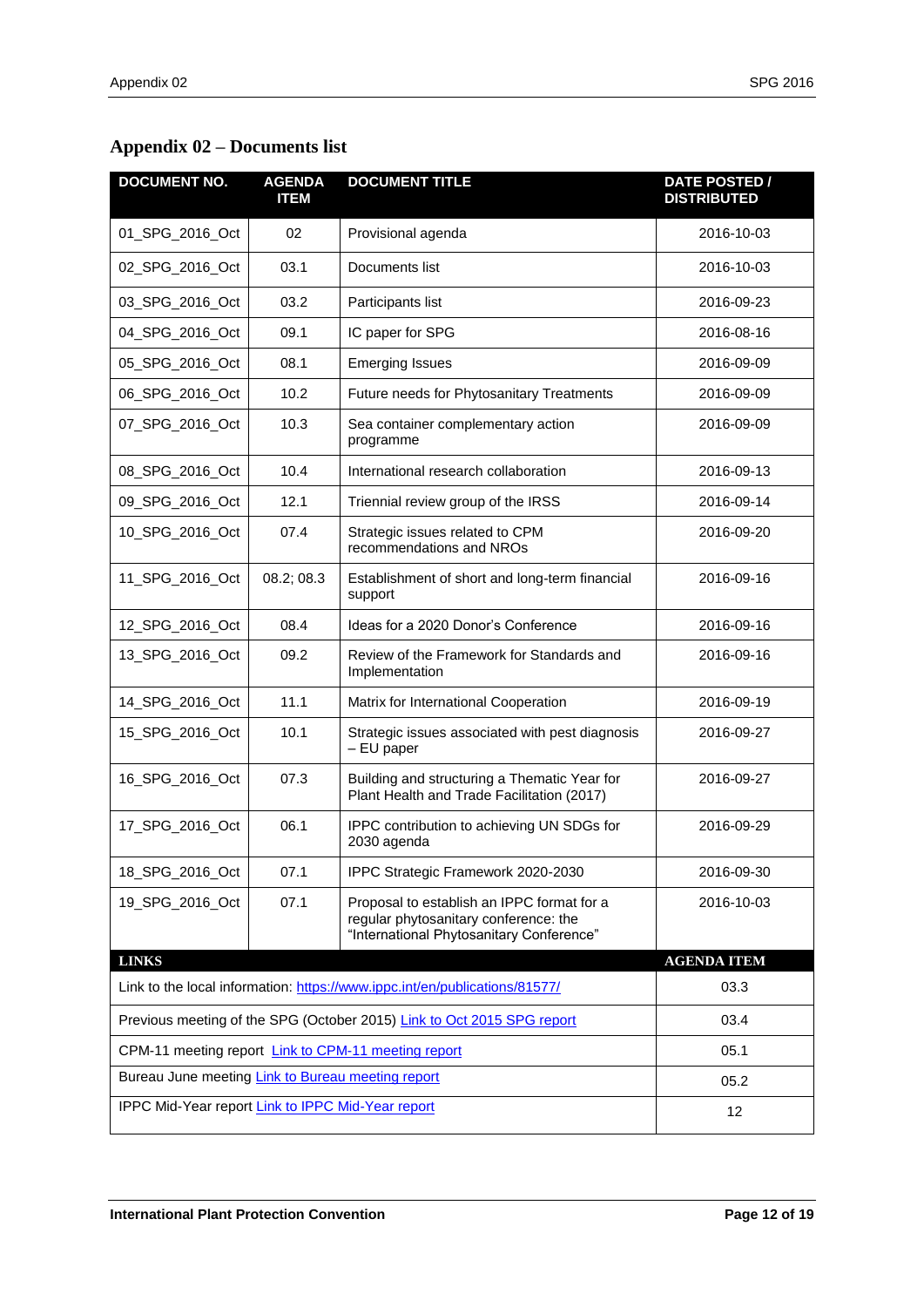# Appendix 02 – Documents list

| DOCUMENT NO. | AGENDA ITEM | DOCUMENT TITLE | DATE POSTED / DISTRIBUTED |
|---|---|---|---|
| 01_SPG_2016_Oct | 02 | Provisional agenda | 2016-10-03 |
| 02_SPG_2016_Oct | 03.1 | Documents list | 2016-10-03 |
| 03_SPG_2016_Oct | 03.2 | Participants list | 2016-09-23 |
| 04_SPG_2016_Oct | 09.1 | IC paper for SPG | 2016-08-16 |
| 05_SPG_2016_Oct | 08.1 | Emerging Issues | 2016-09-09 |
| 06_SPG_2016_Oct | 10.2 | Future needs for Phytosanitary Treatments | 2016-09-09 |
| 07_SPG_2016_Oct | 10.3 | Sea container complementary action programme | 2016-09-09 |
| 08_SPG_2016_Oct | 10.4 | International research collaboration | 2016-09-13 |
| 09_SPG_2016_Oct | 12.1 | Triennial review group of the IRSS | 2016-09-14 |
| 10_SPG_2016_Oct | 07.4 | Strategic issues related to CPM recommendations and NROs | 2016-09-20 |
| 11_SPG_2016_Oct | 08.2; 08.3 | Establishment of short and long-term financial support | 2016-09-16 |
| 12_SPG_2016_Oct | 08.4 | Ideas for a 2020 Donor's Conference | 2016-09-16 |
| 13_SPG_2016_Oct | 09.2 | Review of the Framework for Standards and Implementation | 2016-09-16 |
| 14_SPG_2016_Oct | 11.1 | Matrix for International Cooperation | 2016-09-19 |
| 15_SPG_2016_Oct | 10.1 | Strategic issues associated with pest diagnosis – EU paper | 2016-09-27 |
| 16_SPG_2016_Oct | 07.3 | Building and structuring a Thematic Year for Plant Health and Trade Facilitation (2017) | 2016-09-27 |
| 17_SPG_2016_Oct | 06.1 | IPPC contribution to achieving UN SDGs for 2030 agenda | 2016-09-29 |
| 18_SPG_2016_Oct | 07.1 | IPPC Strategic Framework 2020-2030 | 2016-09-30 |
| 19_SPG_2016_Oct | 07.1 | Proposal to establish an IPPC format for a regular phytosanitary conference: the "International Phytosanitary Conference" | 2016-10-03 |

| LINKS | AGENDA ITEM |
|---|---|
| Link to the local information: https://www.ippc.int/en/publications/81577/ | 03.3 |
| Previous meeting of the SPG (October 2015) Link to Oct 2015 SPG report | 03.4 |
| CPM-11 meeting report Link to CPM-11 meeting report | 05.1 |
| Bureau June meeting Link to Bureau meeting report | 05.2 |
| IPPC Mid-Year report Link to IPPC Mid-Year report | 12 |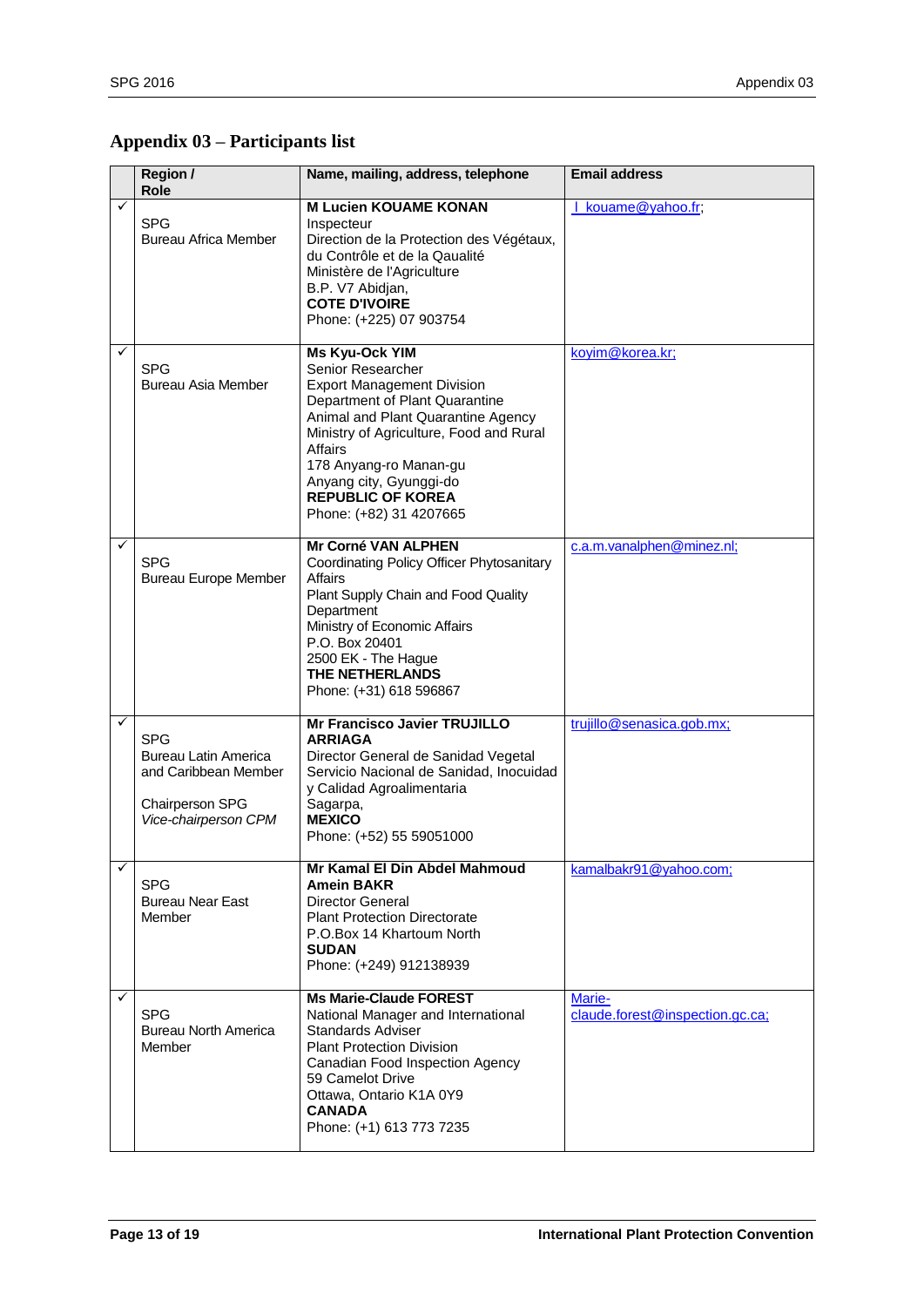## Appendix 03 – Participants list

| | Region / Role | Name, mailing, address, telephone | Email address |
|---|---|---|---|
| ✓ | SPG<br>Bureau Africa Member | **M Lucien KOUAME KONAN**<br>Inspecteur<br>Direction de la Protection des Végétaux, du Contrôle et de la Qaualité<br>Ministère de l'Agriculture<br>B.P. V7 Abidjan,<br>**COTE D'IVOIRE**<br>Phone: (+225) 07 903754 | l_kouame@yahoo.fr; |
| ✓ | SPG<br>Bureau Asia Member | **Ms Kyu-Ock YIM**<br>Senior Researcher<br>Export Management Division<br>Department of Plant Quarantine<br>Animal and Plant Quarantine Agency<br>Ministry of Agriculture, Food and Rural Affairs<br>178 Anyang-ro Manan-gu<br>Anyang city, Gyunggi-do<br>**REPUBLIC OF KOREA**<br>Phone: (+82) 31 4207665 | koyim@korea.kr; |
| ✓ | SPG<br>Bureau Europe Member | **Mr Corné VAN ALPHEN**<br>Coordinating Policy Officer Phytosanitary Affairs<br>Plant Supply Chain and Food Quality Department<br>Ministry of Economic Affairs<br>P.O. Box 20401<br>2500 EK - The Hague<br>**THE NETHERLANDS**<br>Phone: (+31) 618 596867 | c.a.m.vanalphen@minez.nl; |
| ✓ | SPG<br>Bureau Latin America and Caribbean Member<br><br>Chairperson SPG<br>*Vice-chairperson CPM* | **Mr Francisco Javier TRUJILLO ARRIAGA**<br>Director General de Sanidad Vegetal<br>Servicio Nacional de Sanidad, Inocuidad y Calidad Agroalimentaria<br>Sagarpa,<br>**MEXICO**<br>Phone: (+52) 55 59051000 | trujillo@senasica.gob.mx; |
| ✓ | SPG<br>Bureau Near East Member | **Mr Kamal El Din Abdel Mahmoud Amein BAKR**<br>Director General<br>Plant Protection Directorate<br>P.O.Box 14 Khartoum North<br>**SUDAN**<br>Phone: (+249) 912138939 | kamalbakr91@yahoo.com; |
| ✓ | SPG<br>Bureau North America Member | **Ms Marie-Claude FOREST**<br>National Manager and International Standards Adviser<br>Plant Protection Division<br>Canadian Food Inspection Agency<br>59 Camelot Drive<br>Ottawa, Ontario K1A 0Y9<br>**CANADA**<br>Phone: (+1) 613 773 7235 | Marie-claude.forest@inspection.gc.ca; |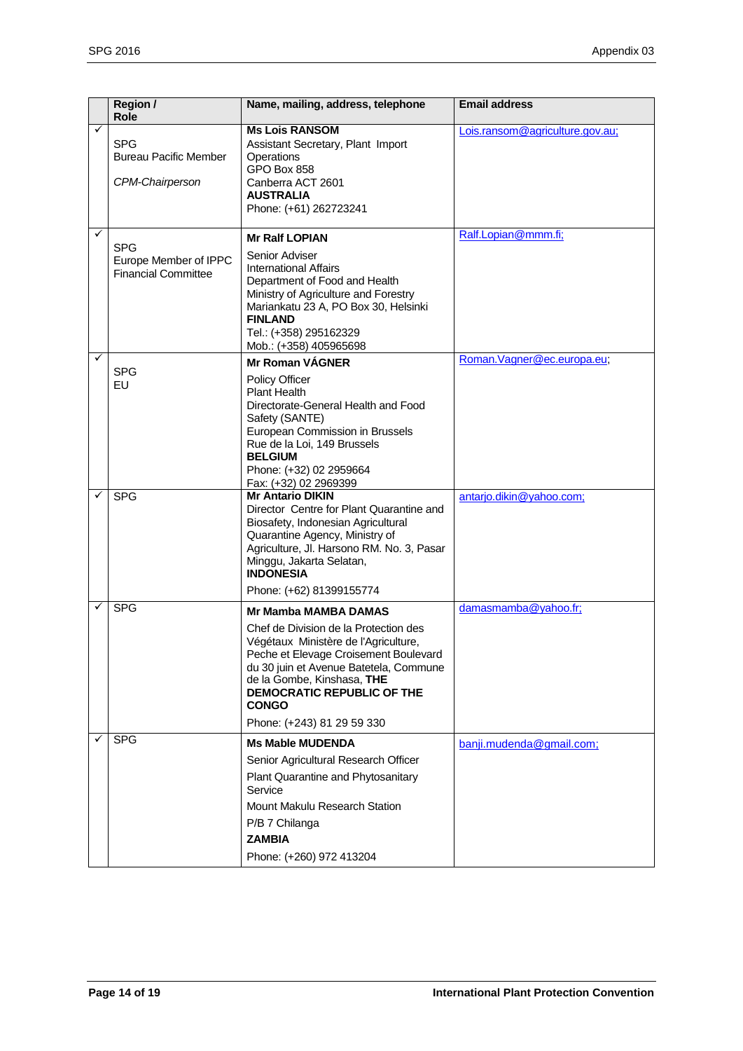| | Region / Role | Name, mailing, address, telephone | Email address |
|---|---|---|---|
| ✓ | SPG<br>Bureau Pacific Member<br><br>*CPM-Chairperson* | **Ms Lois RANSOM**<br>Assistant Secretary, Plant Import Operations<br>GPO Box 858<br>Canberra ACT 2601<br>**AUSTRALIA**<br>Phone: (+61) 262723241 | Lois.ransom@agriculture.gov.au; |
| ✓ | SPG<br>Europe Member of IPPC Financial Committee | **Mr Ralf LOPIAN**<br>Senior Adviser<br>International Affairs<br>Department of Food and Health<br>Ministry of Agriculture and Forestry<br>Mariankatu 23 A, PO Box 30, Helsinki<br>**FINLAND**<br>Tel.: (+358) 295162329<br>Mob.: (+358) 405965698 | Ralf.Lopian@mmm.fi; |
| ✓ | SPG<br>EU | **Mr Roman VÁGNER**<br>Policy Officer<br>Plant Health<br>Directorate-General Health and Food Safety (SANTE)<br>European Commission in Brussels<br>Rue de la Loi, 149 Brussels<br>**BELGIUM**<br>Phone: (+32) 02 2959664<br>Fax: (+32) 02 2969399 | Roman.Vagner@ec.europa.eu; |
| ✓ | SPG | **Mr Antario DIKIN**<br>Director Centre for Plant Quarantine and Biosafety, Indonesian Agricultural Quarantine Agency, Ministry of Agriculture, Jl. Harsono RM. No. 3, Pasar Minggu, Jakarta Selatan,<br>**INDONESIA**<br>Phone: (+62) 81399155774 | antarjo.dikin@yahoo.com; |
| ✓ | SPG | **Mr Mamba MAMBA DAMAS**<br>Chef de Division de la Protection des Végétaux Ministère de l'Agriculture, Peche et Elevage Croisement Boulevard du 30 juin et Avenue Batetela, Commune de la Gombe, Kinshasa, **THE DEMOCRATIC REPUBLIC OF THE CONGO**<br>Phone: (+243) 81 29 59 330 | damasmamba@yahoo.fr; |
| ✓ | SPG | **Ms Mable MUDENDA**<br>Senior Agricultural Research Officer<br>Plant Quarantine and Phytosanitary Service<br>Mount Makulu Research Station<br>P/B 7 Chilanga<br>**ZAMBIA**<br>Phone: (+260) 972 413204 | banji.mudenda@gmail.com; |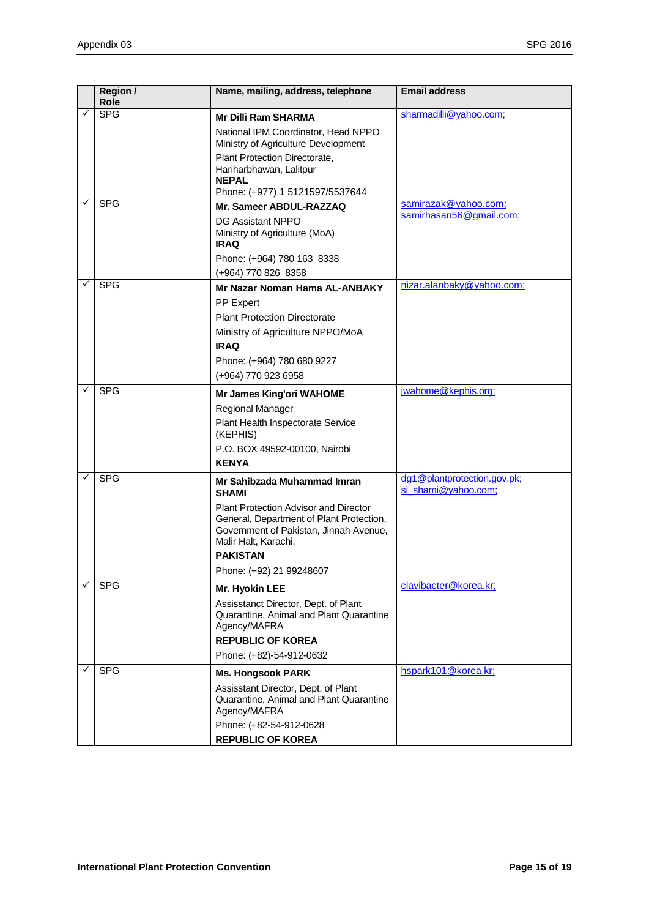| | Region / Role | Name, mailing, address, telephone | Email address |
|---|---|---|---|
| ✓ | SPG | **Mr Dilli Ram SHARMA**<br>National IPM Coordinator, Head NPPO<br>Ministry of Agriculture Development<br>Plant Protection Directorate,<br>Hariharbhawan, Lalitpur<br>**NEPAL**<br>Phone: (+977) 1 5121597/5537644 | sharmadilli@yahoo.com; |
| ✓ | SPG | **Mr. Sameer ABDUL-RAZZAQ**<br>DG Assistant NPPO<br>Ministry of Agriculture (MoA)<br>**IRAQ**<br>Phone: (+964) 780 163 8338<br>(+964) 770 826 8358 | samirazak@yahoo.com;<br>samirhasan56@gmail.com; |
| ✓ | SPG | **Mr Nazar Noman Hama AL-ANBAKY**<br>PP Expert<br>Plant Protection Directorate<br>Ministry of Agriculture NPPO/MoA<br>**IRAQ**<br>Phone: (+964) 780 680 9227<br>(+964) 770 923 6958 | nizar.alanbaky@yahoo.com; |
| ✓ | SPG | **Mr James King'ori WAHOME**<br>Regional Manager<br>Plant Health Inspectorate Service (KEPHIS)<br>P.O. BOX 49592-00100, Nairobi<br>**KENYA** | jwahome@kephis.org; |
| ✓ | SPG | **Mr Sahibzada Muhammad Imran SHAMI**<br>Plant Protection Advisor and Director General, Department of Plant Protection, Government of Pakistan, Jinnah Avenue, Malir Halt, Karachi,<br>**PAKISTAN**<br>Phone: (+92) 21 99248607 | dg1@plantprotection.gov.pk;<br>si_shami@yahoo.com; |
| ✓ | SPG | **Mr. Hyokin LEE**<br>Assisstancy Director, Dept. of Plant Quarantine, Animal and Plant Quarantine Agency/MAFRA<br>**REPUBLIC OF KOREA**<br>Phone: (+82)-54-912-0632 | clavibacter@korea.kr; |
| ✓ | SPG | **Ms. Hongsook PARK**<br>Assisstant Director, Dept. of Plant Quarantine, Animal and Plant Quarantine Agency/MAFRA<br>Phone: (+82-54-912-0628<br>**REPUBLIC OF KOREA** | hspark101@korea.kr; |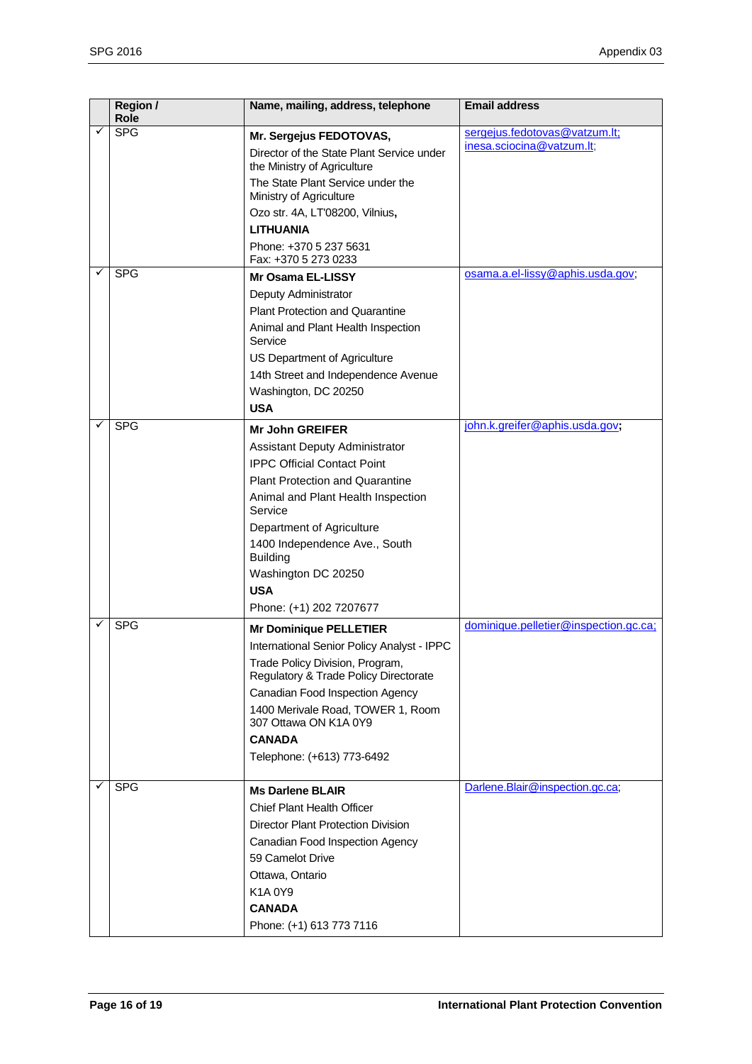| | Region / Role | Name, mailing, address, telephone | Email address |
|---|---|---|---|
| ✓ | SPG | **Mr. Sergejus FEDOTOVAS,**<br>Director of the State Plant Service under the Ministry of Agriculture<br>The State Plant Service under the Ministry of Agriculture<br>Ozo str. 4A, LT'08200, Vilnius**,**<br>**LITHUANIA**<br>Phone: +370 5 237 5631<br>Fax: +370 5 273 0233 | sergejus.fedotovas@vatzum.lt;<br>inesa.sciocina@vatzum.lt; |
| ✓ | SPG | **Mr Osama EL-LISSY**<br>Deputy Administrator<br>Plant Protection and Quarantine<br>Animal and Plant Health Inspection Service<br>US Department of Agriculture<br>14th Street and Independence Avenue<br>Washington, DC 20250<br>**USA** | osama.a.el-lissy@aphis.usda.gov; |
| ✓ | SPG | **Mr John GREIFER**<br>Assistant Deputy Administrator<br>IPPC Official Contact Point<br>Plant Protection and Quarantine<br>Animal and Plant Health Inspection Service<br>Department of Agriculture<br>1400 Independence Ave., South Building<br>Washington DC 20250<br>**USA**<br>Phone: (+1) 202 7207677 | john.k.greifer@aphis.usda.gov**;** |
| ✓ | SPG | **Mr Dominique PELLETIER**<br>International Senior Policy Analyst - IPPC<br>Trade Policy Division, Program, Regulatory & Trade Policy Directorate<br>Canadian Food Inspection Agency<br>1400 Merivale Road, TOWER 1, Room 307 Ottawa ON K1A 0Y9<br>**CANADA**<br>Telephone: (+613) 773-6492 | dominique.pelletier@inspection.gc.ca; |
| ✓ | SPG | **Ms Darlene BLAIR**<br>Chief Plant Health Officer<br>Director Plant Protection Division<br>Canadian Food Inspection Agency<br>59 Camelot Drive<br>Ottawa, Ontario<br>K1A 0Y9<br>**CANADA**<br>Phone: (+1) 613 773 7116 | Darlene.Blair@inspection.gc.ca; |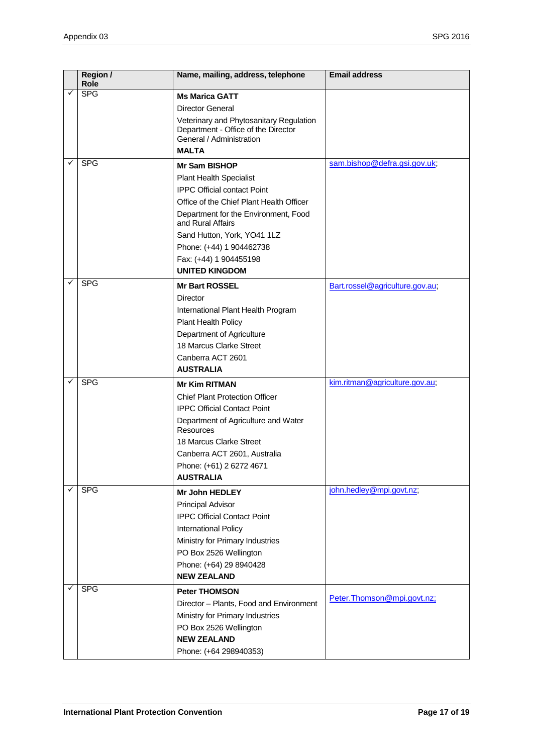|  | Region / Role | Name, mailing, address, telephone | Email address |
|---|---|---|---|
| ✓ | SPG | **Ms Marica GATT**<br>Director General<br>Veterinary and Phytosanitary Regulation Department - Office of the Director General / Administration<br>**MALTA** |  |
| ✓ | SPG | **Mr Sam BISHOP**<br>Plant Health Specialist<br>IPPC Official contact Point<br>Office of the Chief Plant Health Officer<br>Department for the Environment, Food and Rural Affairs<br>Sand Hutton, York, YO41 1LZ<br>Phone: (+44) 1 904462738<br>Fax: (+44) 1 904455198<br>**UNITED KINGDOM** | sam.bishop@defra.gsi.gov.uk; |
| ✓ | SPG | **Mr Bart ROSSEL**<br>Director<br>International Plant Health Program<br>Plant Health Policy<br>Department of Agriculture<br>18 Marcus Clarke Street<br>Canberra ACT 2601<br>**AUSTRALIA** | Bart.rossel@agriculture.gov.au; |
| ✓ | SPG | **Mr Kim RITMAN**<br>Chief Plant Protection Officer<br>IPPC Official Contact Point<br>Department of Agriculture and Water Resources<br>18 Marcus Clarke Street<br>Canberra ACT 2601, Australia<br>Phone: (+61) 2 6272 4671<br>**AUSTRALIA** | kim.ritman@agriculture.gov.au; |
| ✓ | SPG | **Mr John HEDLEY**<br>Principal Advisor<br>IPPC Official Contact Point<br>International Policy<br>Ministry for Primary Industries<br>PO Box 2526 Wellington<br>Phone: (+64) 29 8940428<br>**NEW ZEALAND** | john.hedley@mpi.govt.nz; |
| ✓ | SPG | **Peter THOMSON**<br>Director – Plants, Food and Environment<br>Ministry for Primary Industries<br>PO Box 2526 Wellington<br>**NEW ZEALAND**<br>Phone: (+64 298940353) | Peter.Thomson@mpi.govt.nz; |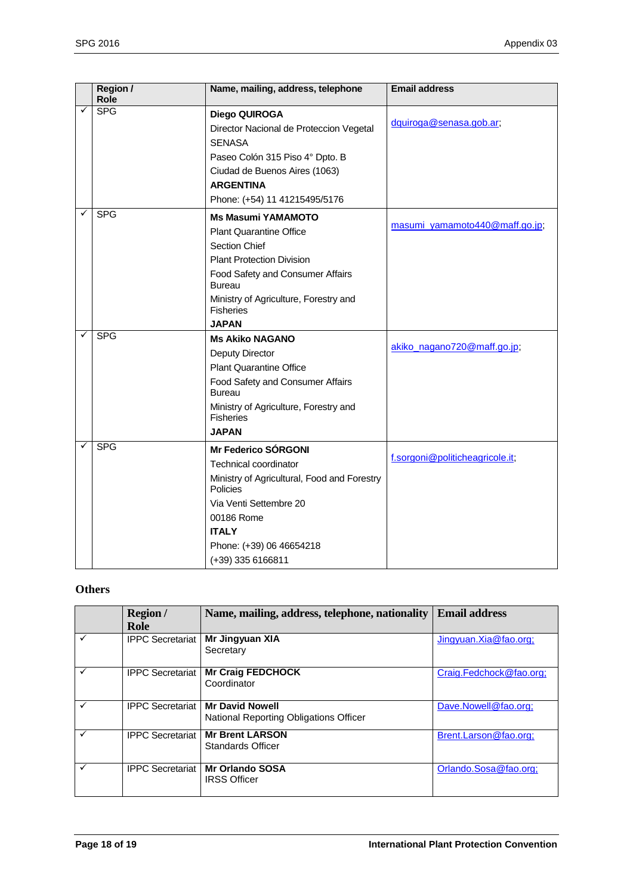| | Region / Role | Name, mailing, address, telephone | Email address |
|---|---|---|---|
| ✓ | SPG | **Diego QUIROGA**<br>Director Nacional de Proteccion Vegetal<br>SENASA<br>Paseo Colón 315 Piso 4° Dpto. B<br>Ciudad de Buenos Aires (1063)<br>**ARGENTINA**<br>Phone: (+54) 11 41215495/5176 | dquiroga@senasa.gob.ar; |
| ✓ | SPG | **Ms Masumi YAMAMOTO**<br>Plant Quarantine Office<br>Section Chief<br>Plant Protection Division<br>Food Safety and Consumer Affairs Bureau<br>Ministry of Agriculture, Forestry and Fisheries<br>**JAPAN** | masumi_yamamoto440@maff.go.jp; |
| ✓ | SPG | **Ms Akiko NAGANO**<br>Deputy Director<br>Plant Quarantine Office<br>Food Safety and Consumer Affairs Bureau<br>Ministry of Agriculture, Forestry and Fisheries<br>**JAPAN** | akiko_nagano720@maff.go.jp; |
| ✓ | SPG | **Mr Federico SÓRGONI**<br>Technical coordinator<br>Ministry of Agricultural, Food and Forestry Policies<br>Via Venti Settembre 20<br>00186 Rome<br>**ITALY**<br>Phone: (+39) 06 46654218<br>(+39) 335 6166811 | f.sorgoni@politicheagricole.it; |

## Others

| | Region / Role | Name, mailing, address, telephone, nationality | Email address |
|---|---|---|---|
| ✓ | IPPC Secretariat | **Mr Jingyuan XIA**<br>Secretary | Jingyuan.Xia@fao.org; |
| ✓ | IPPC Secretariat | **Mr Craig FEDCHOCK**<br>Coordinator | Craig.Fedchock@fao.org; |
| ✓ | IPPC Secretariat | **Mr David Nowell**<br>National Reporting Obligations Officer | Dave.Nowell@fao.org; |
| ✓ | IPPC Secretariat | **Mr Brent LARSON**<br>Standards Officer | Brent.Larson@fao.org; |
| ✓ | IPPC Secretariat | **Mr Orlando SOSA**<br>IRSS Officer | Orlando.Sosa@fao.org; |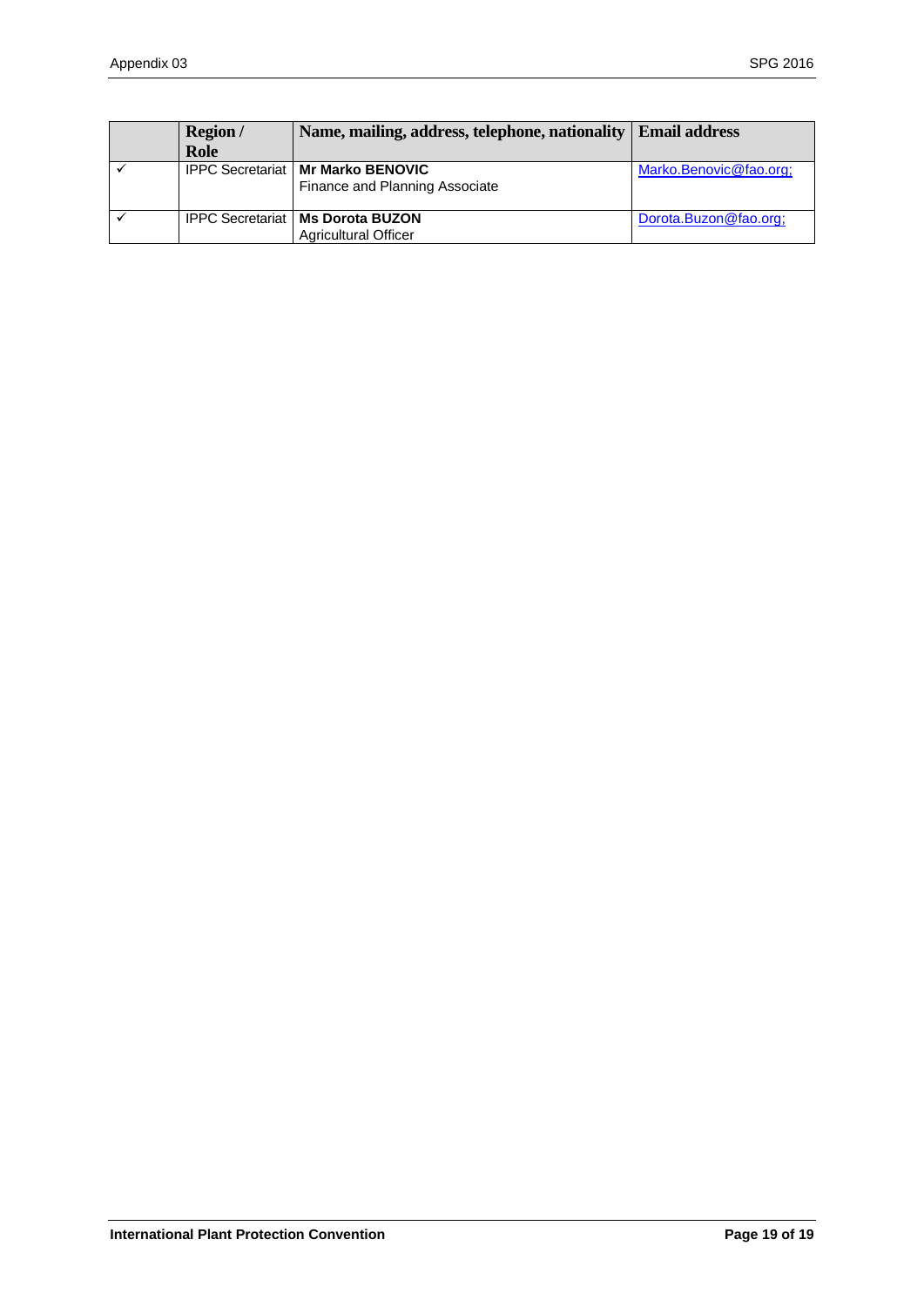| | Region / Role | Name, mailing, address, telephone, nationality | Email address |
|---|---|---|---|
| ✓ | IPPC Secretariat | **Mr Marko BENOVIC**<br>Finance and Planning Associate | Marko.Benovic@fao.org; |
| ✓ | IPPC Secretariat | **Ms Dorota BUZON**<br>Agricultural Officer | Dorota.Buzon@fao.org; |